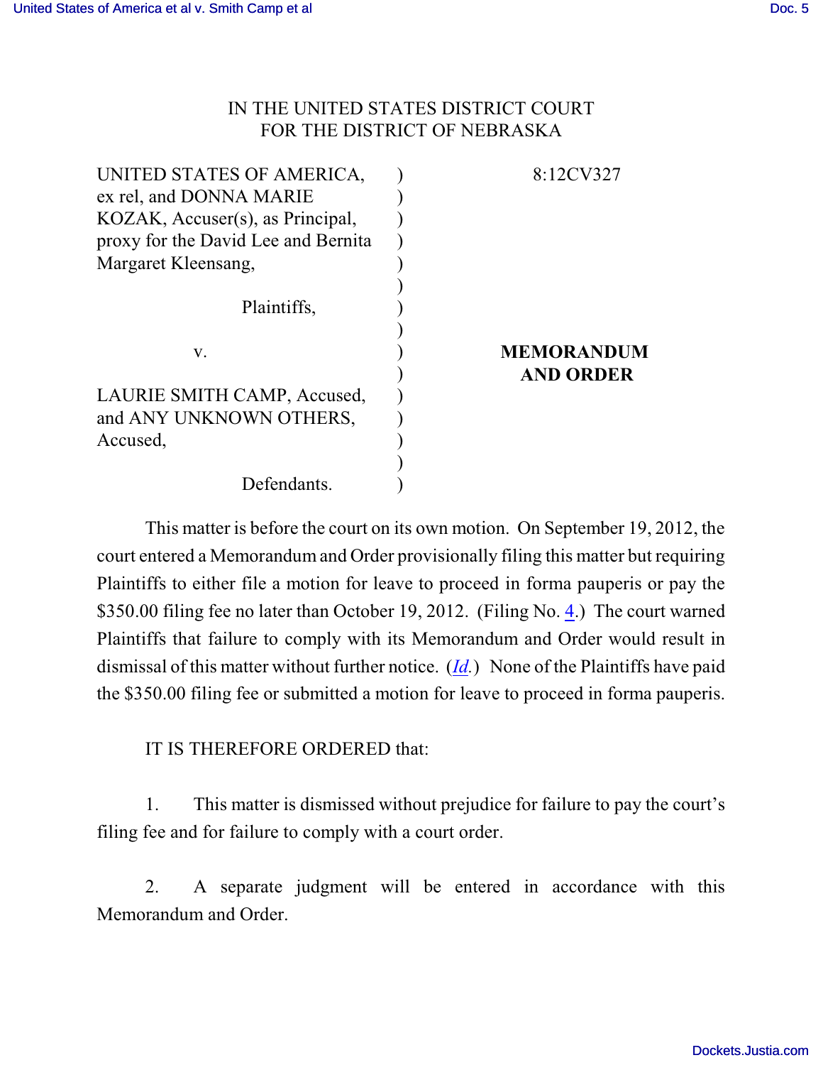# IN THE UNITED STATES DISTRICT COURT FOR THE DISTRICT OF NEBRASKA

| | | |
|---|---|---|
| UNITED STATES OF AMERICA, ex rel, and DONNA MARIE KOZAK, Accuser(s), as Principal, proxy for the David Lee and Bernita Margaret Kleensang, | ) | 8:12CV327 |
| Plaintiffs, | ) | |
| v. | ) | **MEMORANDUM AND ORDER** |
| LAURIE SMITH CAMP, Accused, and ANY UNKNOWN OTHERS, Accused, | ) | |
| Defendants. | ) | |

This matter is before the court on its own motion. On September 19, 2012, the court entered a Memorandum and Order provisionally filing this matter but requiring Plaintiffs to either file a motion for leave to proceed in forma pauperis or pay the $350.00 filing fee no later than October 19, 2012. (Filing No. 4.) The court warned Plaintiffs that failure to comply with its Memorandum and Order would result in dismissal of this matter without further notice. (*Id.*) None of the Plaintiffs have paid the $350.00 filing fee or submitted a motion for leave to proceed in forma pauperis.

IT IS THEREFORE ORDERED that:

1. This matter is dismissed without prejudice for failure to pay the court's filing fee and for failure to comply with a court order.

2. A separate judgment will be entered in accordance with this Memorandum and Order.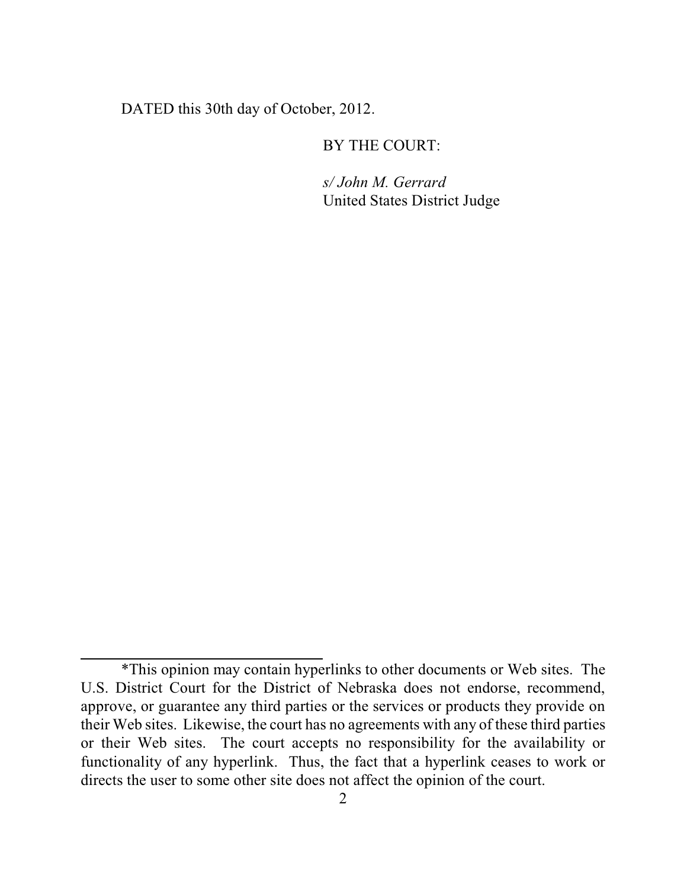DATED this 30th day of October, 2012.

BY THE COURT:

*s/ John M. Gerrard*
United States District Judge

---

*This opinion may contain hyperlinks to other documents or Web sites. The U.S. District Court for the District of Nebraska does not endorse, recommend, approve, or guarantee any third parties or the services or products they provide on their Web sites. Likewise, the court has no agreements with any of these third parties or their Web sites. The court accepts no responsibility for the availability or functionality of any hyperlink. Thus, the fact that a hyperlink ceases to work or directs the user to some other site does not affect the opinion of the court.